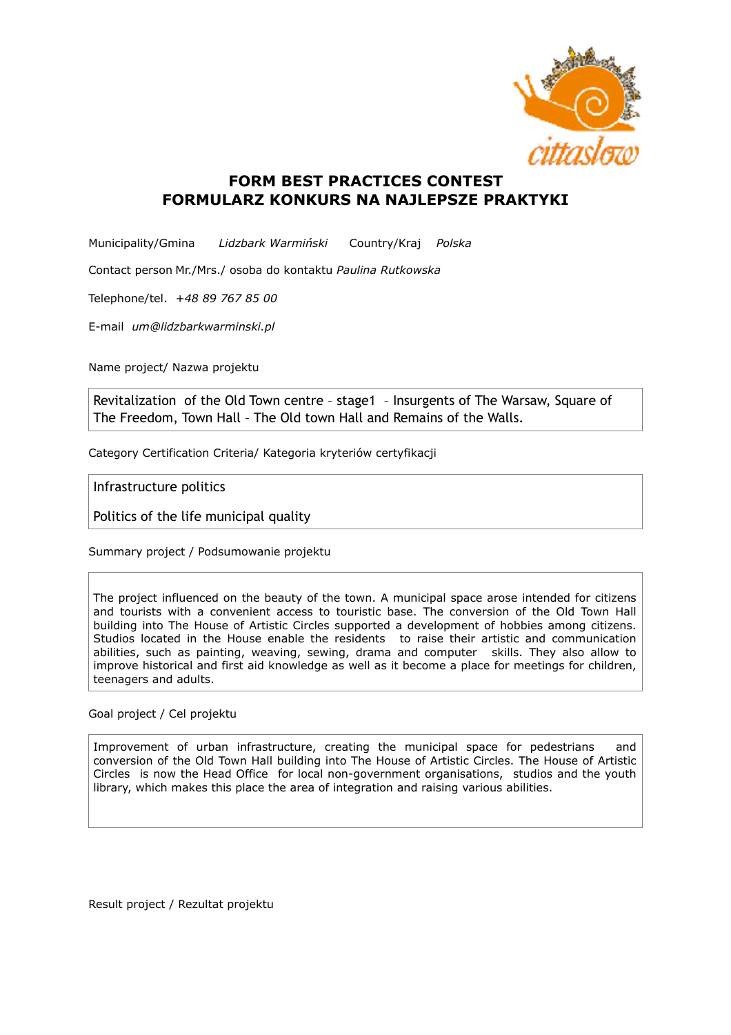# FORM BEST PRACTICES CONTEST
# FORMULARZ KONKURS NA NAJLEPSZE PRAKTYKI

Municipality/Gmina *Lidzbark Warmiński* Country/Kraj *Polska*

Contact person Mr./Mrs./ osoba do kontaktu *Paulina Rutkowska*

Telephone/tel. *+48 89 767 85 00*

E-mail *um@lidzbarkwarminski.pl*

Name project/ Nazwa projektu

Revitalization of the Old Town centre – stage1 – Insurgents of The Warsaw, Square of The Freedom, Town Hall – The Old town Hall and Remains of the Walls.

Category Certification Criteria/ Kategoria kryteriów certyfikacji

Infrastructure politics

Politics of the life municipal quality

Summary project / Podsumowanie projektu

The project influenced on the beauty of the town. A municipal space arose intended for citizens and tourists with a convenient access to touristic base. The conversion of the Old Town Hall building into The House of Artistic Circles supported a development of hobbies among citizens. Studios located in the House enable the residents to raise their artistic and communication abilities, such as painting, weaving, sewing, drama and computer skills. They also allow to improve historical and first aid knowledge as well as it become a place for meetings for children, teenagers and adults.

Goal project / Cel projektu

Improvement of urban infrastructure, creating the municipal space for pedestrians and conversion of the Old Town Hall building into The House of Artistic Circles. The House of Artistic Circles is now the Head Office for local non-government organisations, studios and the youth library, which makes this place the area of integration and raising various abilities.

Result project / Rezultat projektu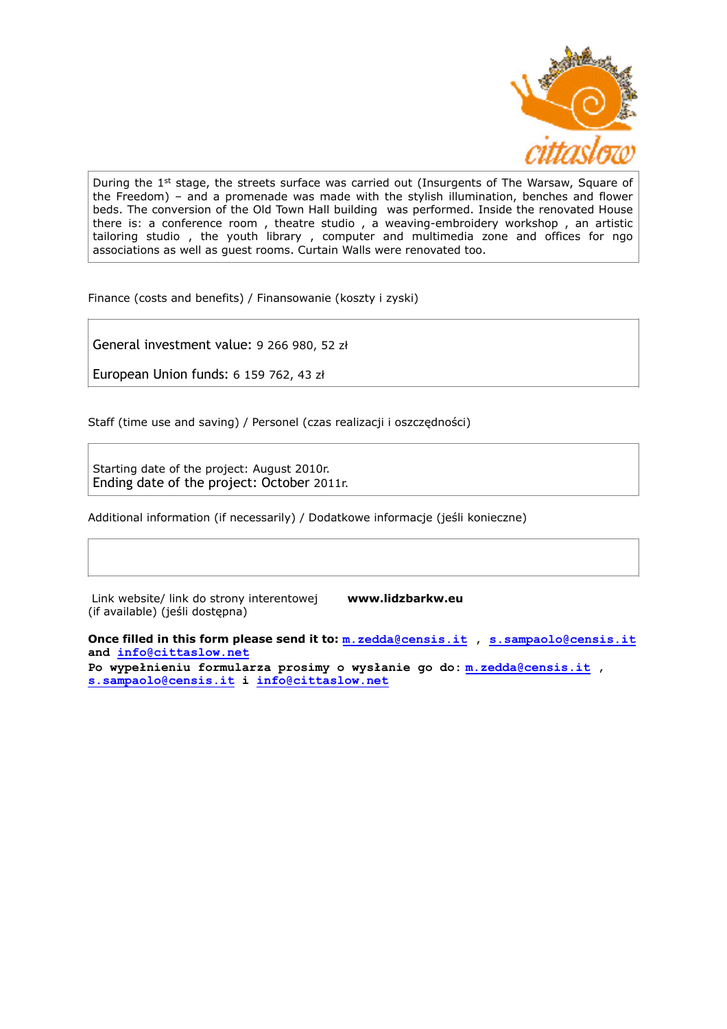During the 1st stage, the streets surface was carried out (Insurgents of The Warsaw, Square of the Freedom) – and a promenade was made with the stylish illumination, benches and flower beds. The conversion of the Old Town Hall building was performed. Inside the renovated House there is: a conference room , theatre studio , a weaving-embroidery workshop , an artistic tailoring studio , the youth library , computer and multimedia zone and offices for ngo associations as well as guest rooms. Curtain Walls were renovated too.

Finance (costs and benefits) / Finansowanie (koszty i zyski)

General investment value: 9 266 980, 52 zł

European Union funds: 6 159 762, 43 zł

Staff (time use and saving) / Personel (czas realizacji i oszczędności)

Starting date of the project: August 2010r.
Ending date of the project: October 2011r.

Additional information (if necessarily) / Dodatkowe informacje (jeśli konieczne)

Link website/ link do strony interentowej (if available) (jeśli dostępna) **www.lidzbarkw.eu**

**Once filled in this form please send it to:** **m.zedda@censis.it** , **s.sampaolo@censis.it** **and** **info@cittaslow.net**
**Po wypełnieniu formularza prosimy o wysłanie go do:** **m.zedda@censis.it** , **s.sampaolo@censis.it** **i** **info@cittaslow.net**